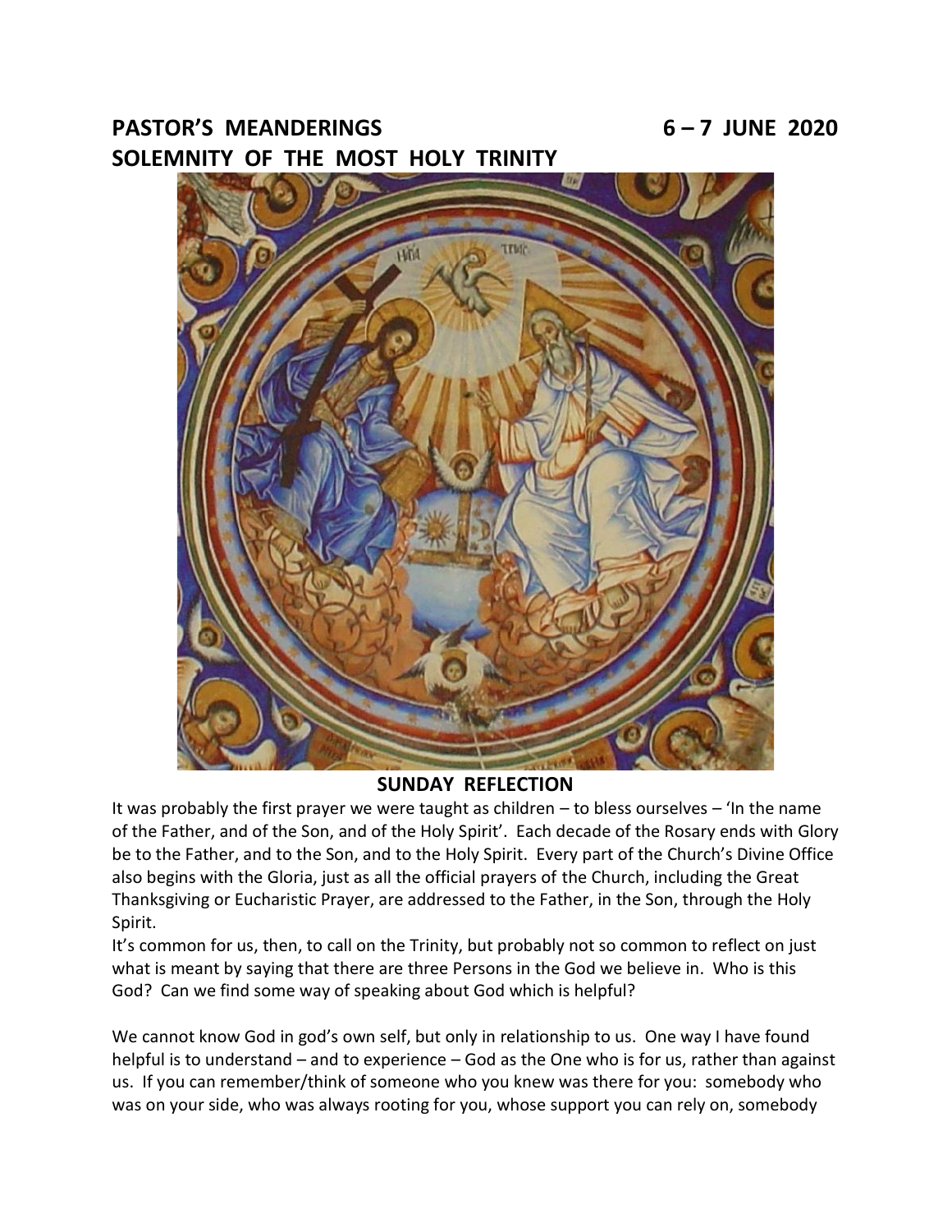# PASTOR'S MEANDERINGS 6 – 7 JUNE 2020

# SOLEMNITY OF THE MOST HOLY TRINITY

## SUNDAY REFLECTION

It was probably the first prayer we were taught as children – to bless ourselves – 'In the name of the Father, and of the Son, and of the Holy Spirit'. Each decade of the Rosary ends with Glory be to the Father, and to the Son, and to the Holy Spirit. Every part of the Church's Divine Office also begins with the Gloria, just as all the official prayers of the Church, including the Great Thanksgiving or Eucharistic Prayer, are addressed to the Father, in the Son, through the Holy Spirit.

It's common for us, then, to call on the Trinity, but probably not so common to reflect on just what is meant by saying that there are three Persons in the God we believe in. Who is this God? Can we find some way of speaking about God which is helpful?

We cannot know God in god's own self, but only in relationship to us. One way I have found helpful is to understand – and to experience – God as the One who is for us, rather than against us. If you can remember/think of someone who you knew was there for you: somebody who was on your side, who was always rooting for you, whose support you can rely on, somebody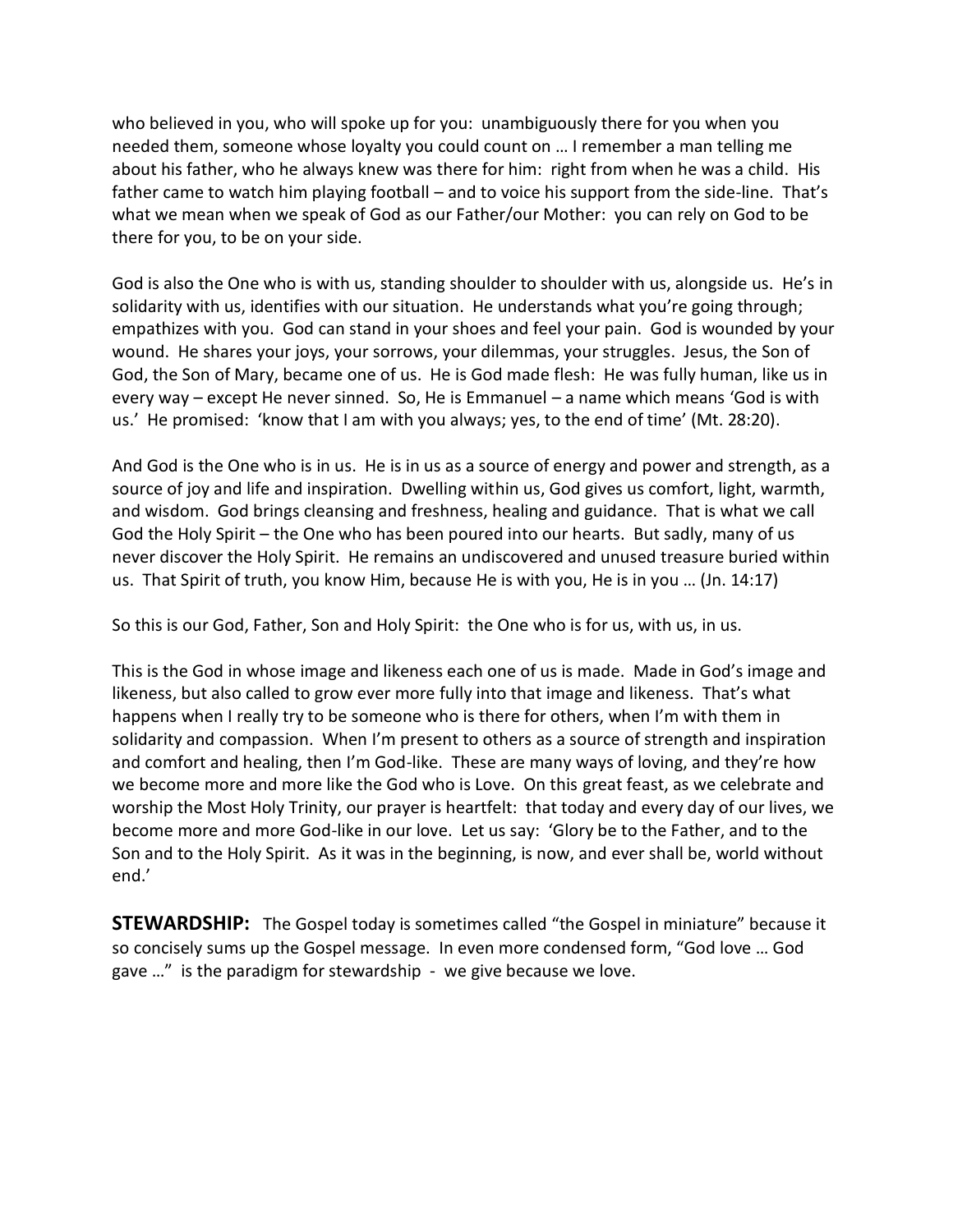who believed in you, who will spoke up for you: unambiguously there for you when you needed them, someone whose loyalty you could count on … I remember a man telling me about his father, who he always knew was there for him: right from when he was a child. His father came to watch him playing football – and to voice his support from the side-line. That's what we mean when we speak of God as our Father/our Mother: you can rely on God to be there for you, to be on your side.

God is also the One who is with us, standing shoulder to shoulder with us, alongside us. He's in solidarity with us, identifies with our situation. He understands what you're going through; empathizes with you. God can stand in your shoes and feel your pain. God is wounded by your wound. He shares your joys, your sorrows, your dilemmas, your struggles. Jesus, the Son of God, the Son of Mary, became one of us. He is God made flesh: He was fully human, like us in every way – except He never sinned. So, He is Emmanuel – a name which means 'God is with us.' He promised: 'know that I am with you always; yes, to the end of time' (Mt. 28:20).

And God is the One who is in us. He is in us as a source of energy and power and strength, as a source of joy and life and inspiration. Dwelling within us, God gives us comfort, light, warmth, and wisdom. God brings cleansing and freshness, healing and guidance. That is what we call God the Holy Spirit – the One who has been poured into our hearts. But sadly, many of us never discover the Holy Spirit. He remains an undiscovered and unused treasure buried within us. That Spirit of truth, you know Him, because He is with you, He is in you … (Jn. 14:17)

So this is our God, Father, Son and Holy Spirit: the One who is for us, with us, in us.

This is the God in whose image and likeness each one of us is made. Made in God's image and likeness, but also called to grow ever more fully into that image and likeness. That's what happens when I really try to be someone who is there for others, when I'm with them in solidarity and compassion. When I'm present to others as a source of strength and inspiration and comfort and healing, then I'm God-like. These are many ways of loving, and they're how we become more and more like the God who is Love. On this great feast, as we celebrate and worship the Most Holy Trinity, our prayer is heartfelt: that today and every day of our lives, we become more and more God-like in our love. Let us say: 'Glory be to the Father, and to the Son and to the Holy Spirit. As it was in the beginning, is now, and ever shall be, world without end.'

**STEWARDSHIP:** The Gospel today is sometimes called "the Gospel in miniature" because it so concisely sums up the Gospel message. In even more condensed form, "God love … God gave …" is the paradigm for stewardship - we give because we love.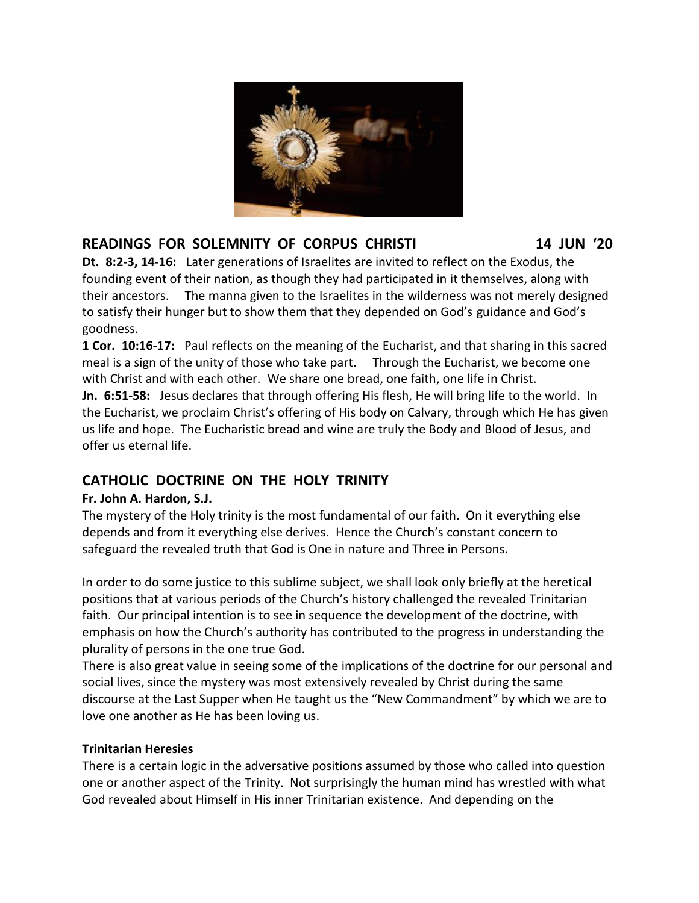## READINGS FOR SOLEMNITY OF CORPUS CHRISTI 14 JUN '20

**Dt. 8:2-3, 14-16:** Later generations of Israelites are invited to reflect on the Exodus, the founding event of their nation, as though they had participated in it themselves, along with their ancestors. The manna given to the Israelites in the wilderness was not merely designed to satisfy their hunger but to show them that they depended on God's guidance and God's goodness.

**1 Cor. 10:16-17:** Paul reflects on the meaning of the Eucharist, and that sharing in this sacred meal is a sign of the unity of those who take part. Through the Eucharist, we become one with Christ and with each other. We share one bread, one faith, one life in Christ.

**Jn. 6:51-58:** Jesus declares that through offering His flesh, He will bring life to the world. In the Eucharist, we proclaim Christ's offering of His body on Calvary, through which He has given us life and hope. The Eucharistic bread and wine are truly the Body and Blood of Jesus, and offer us eternal life.

## CATHOLIC DOCTRINE ON THE HOLY TRINITY

**Fr. John A. Hardon, S.J.**

The mystery of the Holy trinity is the most fundamental of our faith. On it everything else depends and from it everything else derives. Hence the Church's constant concern to safeguard the revealed truth that God is One in nature and Three in Persons.

In order to do some justice to this sublime subject, we shall look only briefly at the heretical positions that at various periods of the Church's history challenged the revealed Trinitarian faith. Our principal intention is to see in sequence the development of the doctrine, with emphasis on how the Church's authority has contributed to the progress in understanding the plurality of persons in the one true God.

There is also great value in seeing some of the implications of the doctrine for our personal and social lives, since the mystery was most extensively revealed by Christ during the same discourse at the Last Supper when He taught us the "New Commandment" by which we are to love one another as He has been loving us.

### Trinitarian Heresies

There is a certain logic in the adversative positions assumed by those who called into question one or another aspect of the Trinity. Not surprisingly the human mind has wrestled with what God revealed about Himself in His inner Trinitarian existence. And depending on the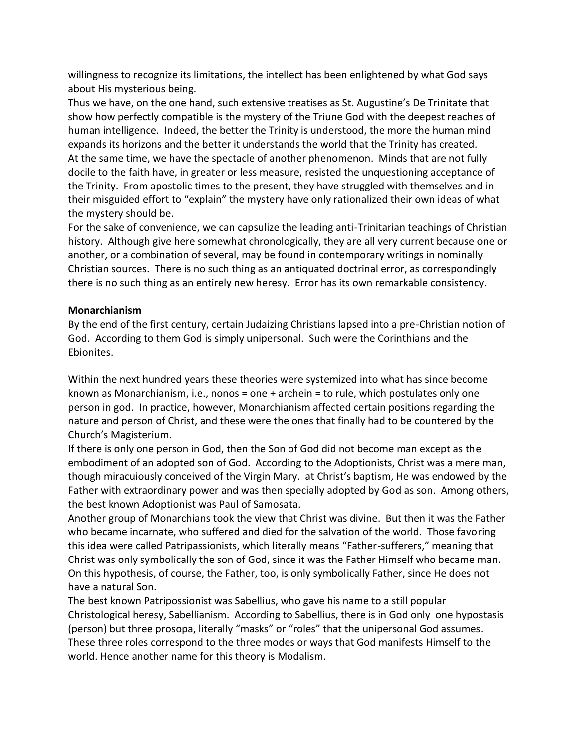willingness to recognize its limitations, the intellect has been enlightened by what God says about His mysterious being.

Thus we have, on the one hand, such extensive treatises as St. Augustine's De Trinitate that show how perfectly compatible is the mystery of the Triune God with the deepest reaches of human intelligence. Indeed, the better the Trinity is understood, the more the human mind expands its horizons and the better it understands the world that the Trinity has created.

At the same time, we have the spectacle of another phenomenon. Minds that are not fully docile to the faith have, in greater or less measure, resisted the unquestioning acceptance of the Trinity. From apostolic times to the present, they have struggled with themselves and in their misguided effort to "explain" the mystery have only rationalized their own ideas of what the mystery should be.

For the sake of convenience, we can capsulize the leading anti-Trinitarian teachings of Christian history. Although give here somewhat chronologically, they are all very current because one or another, or a combination of several, may be found in contemporary writings in nominally Christian sources. There is no such thing as an antiquated doctrinal error, as correspondingly there is no such thing as an entirely new heresy. Error has its own remarkable consistency.

**Monarchianism**

By the end of the first century, certain Judaizing Christians lapsed into a pre-Christian notion of God. According to them God is simply unipersonal. Such were the Corinthians and the Ebionites.

Within the next hundred years these theories were systemized into what has since become known as Monarchianism, i.e., nonos = one + archein = to rule, which postulates only one person in god. In practice, however, Monarchianism affected certain positions regarding the nature and person of Christ, and these were the ones that finally had to be countered by the Church's Magisterium.

If there is only one person in God, then the Son of God did not become man except as the embodiment of an adopted son of God. According to the Adoptionists, Christ was a mere man, though miracuiously conceived of the Virgin Mary. at Christ's baptism, He was endowed by the Father with extraordinary power and was then specially adopted by God as son. Among others, the best known Adoptionist was Paul of Samosata.

Another group of Monarchians took the view that Christ was divine. But then it was the Father who became incarnate, who suffered and died for the salvation of the world. Those favoring this idea were called Patripassionists, which literally means "Father-sufferers," meaning that Christ was only symbolically the son of God, since it was the Father Himself who became man. On this hypothesis, of course, the Father, too, is only symbolically Father, since He does not have a natural Son.

The best known Patripossionist was Sabellius, who gave his name to a still popular Christological heresy, Sabellianism. According to Sabellius, there is in God only one hypostasis (person) but three prosopa, literally "masks" or "roles" that the unipersonal God assumes. These three roles correspond to the three modes or ways that God manifests Himself to the world. Hence another name for this theory is Modalism.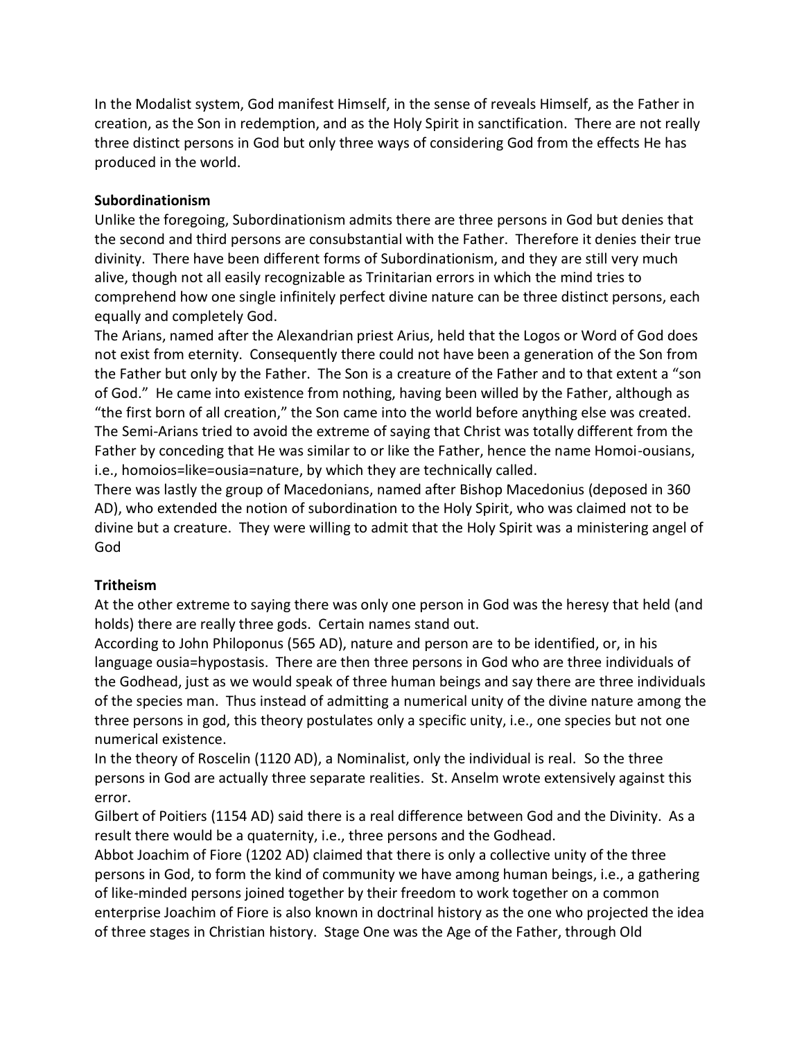In the Modalist system, God manifest Himself, in the sense of reveals Himself, as the Father in creation, as the Son in redemption, and as the Holy Spirit in sanctification. There are not really three distinct persons in God but only three ways of considering God from the effects He has produced in the world.

**Subordinationism**

Unlike the foregoing, Subordinationism admits there are three persons in God but denies that the second and third persons are consubstantial with the Father. Therefore it denies their true divinity. There have been different forms of Subordinationism, and they are still very much alive, though not all easily recognizable as Trinitarian errors in which the mind tries to comprehend how one single infinitely perfect divine nature can be three distinct persons, each equally and completely God.

The Arians, named after the Alexandrian priest Arius, held that the Logos or Word of God does not exist from eternity. Consequently there could not have been a generation of the Son from the Father but only by the Father. The Son is a creature of the Father and to that extent a "son of God." He came into existence from nothing, having been willed by the Father, although as "the first born of all creation," the Son came into the world before anything else was created.

The Semi-Arians tried to avoid the extreme of saying that Christ was totally different from the Father by conceding that He was similar to or like the Father, hence the name Homoi-ousians, i.e., homoios=like=ousia=nature, by which they are technically called.

There was lastly the group of Macedonians, named after Bishop Macedonius (deposed in 360 AD), who extended the notion of subordination to the Holy Spirit, who was claimed not to be divine but a creature. They were willing to admit that the Holy Spirit was a ministering angel of God

**Tritheism**

At the other extreme to saying there was only one person in God was the heresy that held (and holds) there are really three gods. Certain names stand out.

According to John Philoponus (565 AD), nature and person are to be identified, or, in his language ousia=hypostasis. There are then three persons in God who are three individuals of the Godhead, just as we would speak of three human beings and say there are three individuals of the species man. Thus instead of admitting a numerical unity of the divine nature among the three persons in god, this theory postulates only a specific unity, i.e., one species but not one numerical existence.

In the theory of Roscelin (1120 AD), a Nominalist, only the individual is real. So the three persons in God are actually three separate realities. St. Anselm wrote extensively against this error.

Gilbert of Poitiers (1154 AD) said there is a real difference between God and the Divinity. As a result there would be a quaternity, i.e., three persons and the Godhead.

Abbot Joachim of Fiore (1202 AD) claimed that there is only a collective unity of the three persons in God, to form the kind of community we have among human beings, i.e., a gathering of like-minded persons joined together by their freedom to work together on a common enterprise Joachim of Fiore is also known in doctrinal history as the one who projected the idea of three stages in Christian history. Stage One was the Age of the Father, through Old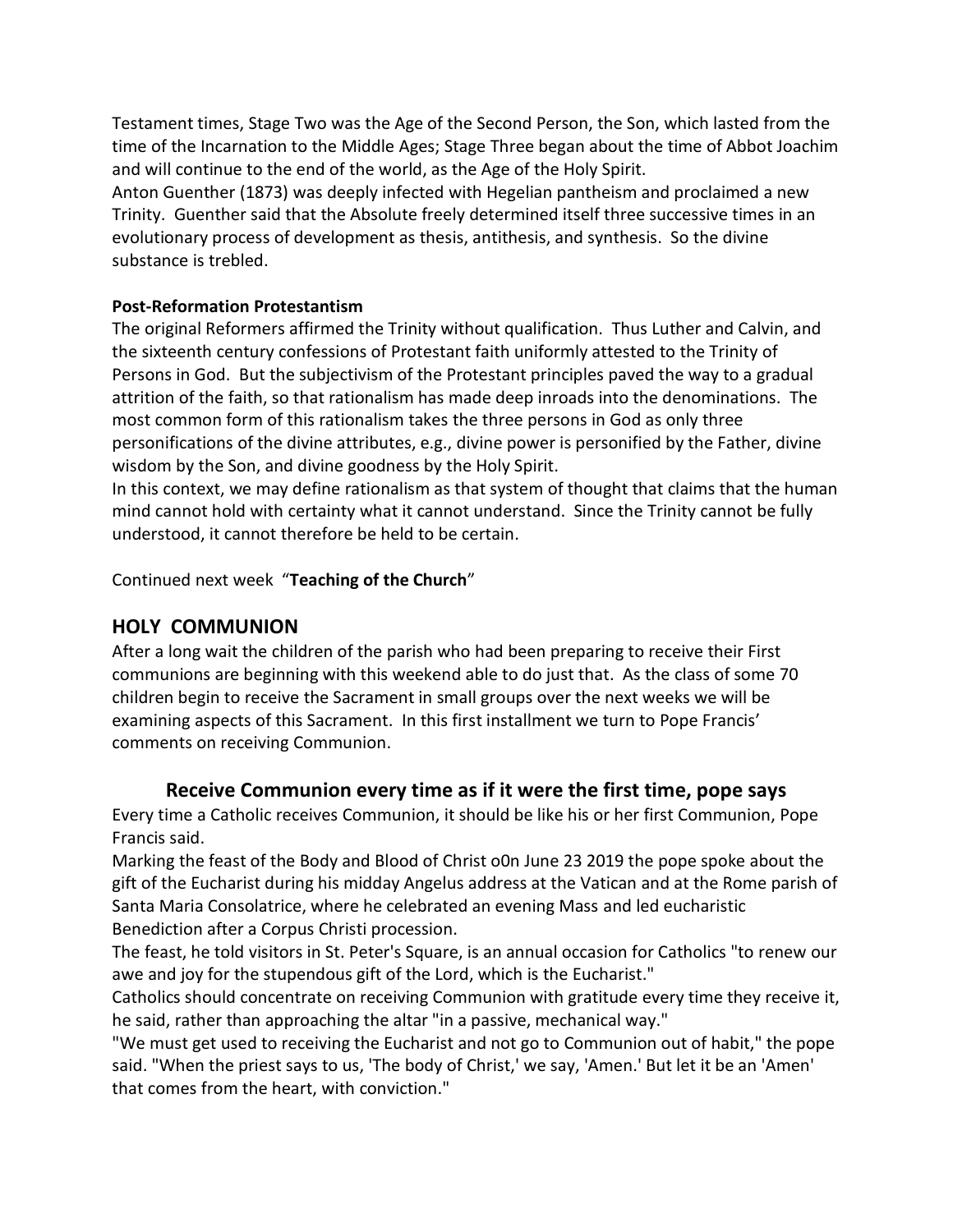Testament times, Stage Two was the Age of the Second Person, the Son, which lasted from the time of the Incarnation to the Middle Ages; Stage Three began about the time of Abbot Joachim and will continue to the end of the world, as the Age of the Holy Spirit.

Anton Guenther (1873) was deeply infected with Hegelian pantheism and proclaimed a new Trinity. Guenther said that the Absolute freely determined itself three successive times in an evolutionary process of development as thesis, antithesis, and synthesis. So the divine substance is trebled.

**Post-Reformation Protestantism**

The original Reformers affirmed the Trinity without qualification. Thus Luther and Calvin, and the sixteenth century confessions of Protestant faith uniformly attested to the Trinity of Persons in God. But the subjectivism of the Protestant principles paved the way to a gradual attrition of the faith, so that rationalism has made deep inroads into the denominations. The most common form of this rationalism takes the three persons in God as only three personifications of the divine attributes, e.g., divine power is personified by the Father, divine wisdom by the Son, and divine goodness by the Holy Spirit.

In this context, we may define rationalism as that system of thought that claims that the human mind cannot hold with certainty what it cannot understand. Since the Trinity cannot be fully understood, it cannot therefore be held to be certain.

Continued next week "**Teaching of the Church**"

## HOLY COMMUNION

After a long wait the children of the parish who had been preparing to receive their First communions are beginning with this weekend able to do just that. As the class of some 70 children begin to receive the Sacrament in small groups over the next weeks we will be examining aspects of this Sacrament. In this first installment we turn to Pope Francis' comments on receiving Communion.

### Receive Communion every time as if it were the first time, pope says

Every time a Catholic receives Communion, it should be like his or her first Communion, Pope Francis said.

Marking the feast of the Body and Blood of Christ o0n June 23 2019 the pope spoke about the gift of the Eucharist during his midday Angelus address at the Vatican and at the Rome parish of Santa Maria Consolatrice, where he celebrated an evening Mass and led eucharistic Benediction after a Corpus Christi procession.

The feast, he told visitors in St. Peter's Square, is an annual occasion for Catholics "to renew our awe and joy for the stupendous gift of the Lord, which is the Eucharist."

Catholics should concentrate on receiving Communion with gratitude every time they receive it, he said, rather than approaching the altar "in a passive, mechanical way."

"We must get used to receiving the Eucharist and not go to Communion out of habit," the pope said. "When the priest says to us, 'The body of Christ,' we say, 'Amen.' But let it be an 'Amen' that comes from the heart, with conviction."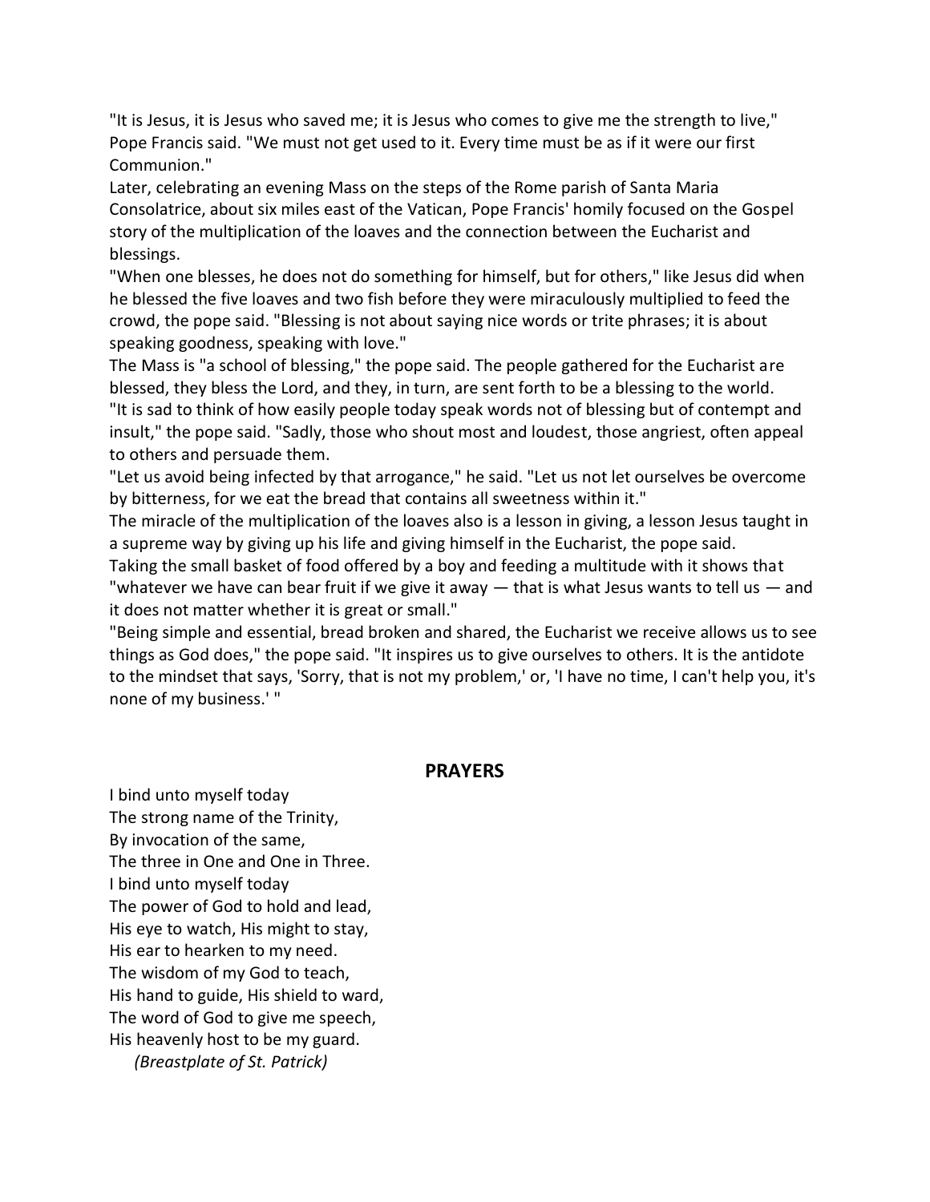"It is Jesus, it is Jesus who saved me; it is Jesus who comes to give me the strength to live," Pope Francis said. "We must not get used to it. Every time must be as if it were our first Communion."

Later, celebrating an evening Mass on the steps of the Rome parish of Santa Maria Consolatrice, about six miles east of the Vatican, Pope Francis' homily focused on the Gospel story of the multiplication of the loaves and the connection between the Eucharist and blessings.

"When one blesses, he does not do something for himself, but for others," like Jesus did when he blessed the five loaves and two fish before they were miraculously multiplied to feed the crowd, the pope said. "Blessing is not about saying nice words or trite phrases; it is about speaking goodness, speaking with love."

The Mass is "a school of blessing," the pope said. The people gathered for the Eucharist are blessed, they bless the Lord, and they, in turn, are sent forth to be a blessing to the world.

"It is sad to think of how easily people today speak words not of blessing but of contempt and insult," the pope said. "Sadly, those who shout most and loudest, those angriest, often appeal to others and persuade them.

"Let us avoid being infected by that arrogance," he said. "Let us not let ourselves be overcome by bitterness, for we eat the bread that contains all sweetness within it."

The miracle of the multiplication of the loaves also is a lesson in giving, a lesson Jesus taught in a supreme way by giving up his life and giving himself in the Eucharist, the pope said.

Taking the small basket of food offered by a boy and feeding a multitude with it shows that "whatever we have can bear fruit if we give it away — that is what Jesus wants to tell us — and it does not matter whether it is great or small."

"Being simple and essential, bread broken and shared, the Eucharist we receive allows us to see things as God does," the pope said. "It inspires us to give ourselves to others. It is the antidote to the mindset that says, 'Sorry, that is not my problem,' or, 'I have no time, I can't help you, it's none of my business.' "

## PRAYERS

I bind unto myself today  
The strong name of the Trinity,  
By invocation of the same,  
The three in One and One in Three.  
I bind unto myself today  
The power of God to hold and lead,  
His eye to watch, His might to stay,  
His ear to hearken to my need.  
The wisdom of my God to teach,  
His hand to guide, His shield to ward,  
The word of God to give me speech,  
His heavenly host to be my guard.  
*(Breastplate of St. Patrick)*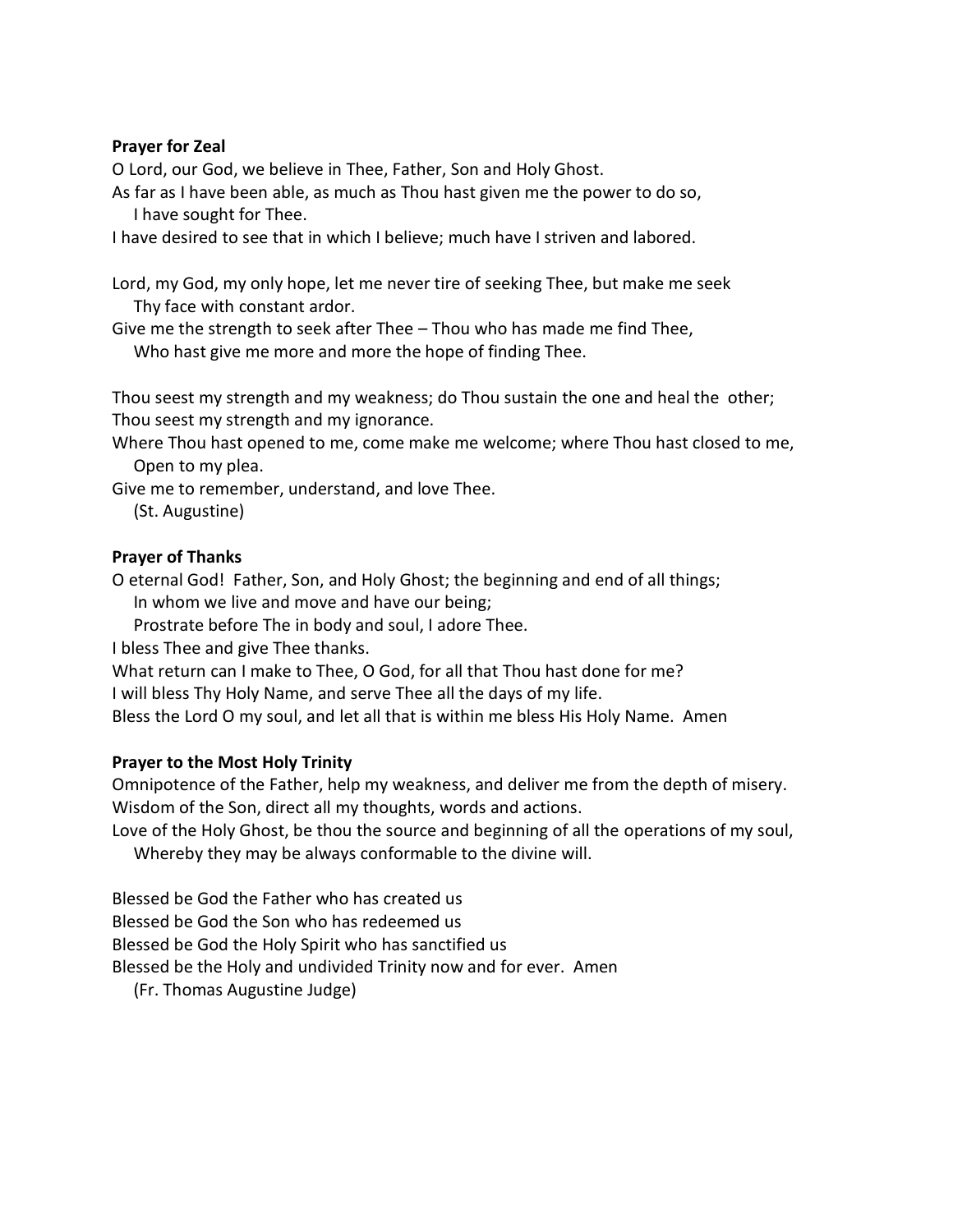**Prayer for Zeal**

O Lord, our God, we believe in Thee, Father, Son and Holy Ghost.
As far as I have been able, as much as Thou hast given me the power to do so,
I have sought for Thee.
I have desired to see that in which I believe; much have I striven and labored.

Lord, my God, my only hope, let me never tire of seeking Thee, but make me seek
Thy face with constant ardor.
Give me the strength to seek after Thee – Thou who has made me find Thee,
Who hast give me more and more the hope of finding Thee.

Thou seest my strength and my weakness; do Thou sustain the one and heal the other;
Thou seest my strength and my ignorance.
Where Thou hast opened to me, come make me welcome; where Thou hast closed to me,
Open to my plea.
Give me to remember, understand, and love Thee.
(St. Augustine)

**Prayer of Thanks**

O eternal God! Father, Son, and Holy Ghost; the beginning and end of all things;
In whom we live and move and have our being;
Prostrate before The in body and soul, I adore Thee.
I bless Thee and give Thee thanks.
What return can I make to Thee, O God, for all that Thou hast done for me?
I will bless Thy Holy Name, and serve Thee all the days of my life.
Bless the Lord O my soul, and let all that is within me bless His Holy Name. Amen

**Prayer to the Most Holy Trinity**

Omnipotence of the Father, help my weakness, and deliver me from the depth of misery.
Wisdom of the Son, direct all my thoughts, words and actions.
Love of the Holy Ghost, be thou the source and beginning of all the operations of my soul,
Whereby they may be always conformable to the divine will.

Blessed be God the Father who has created us
Blessed be God the Son who has redeemed us
Blessed be God the Holy Spirit who has sanctified us
Blessed be the Holy and undivided Trinity now and for ever. Amen
(Fr. Thomas Augustine Judge)